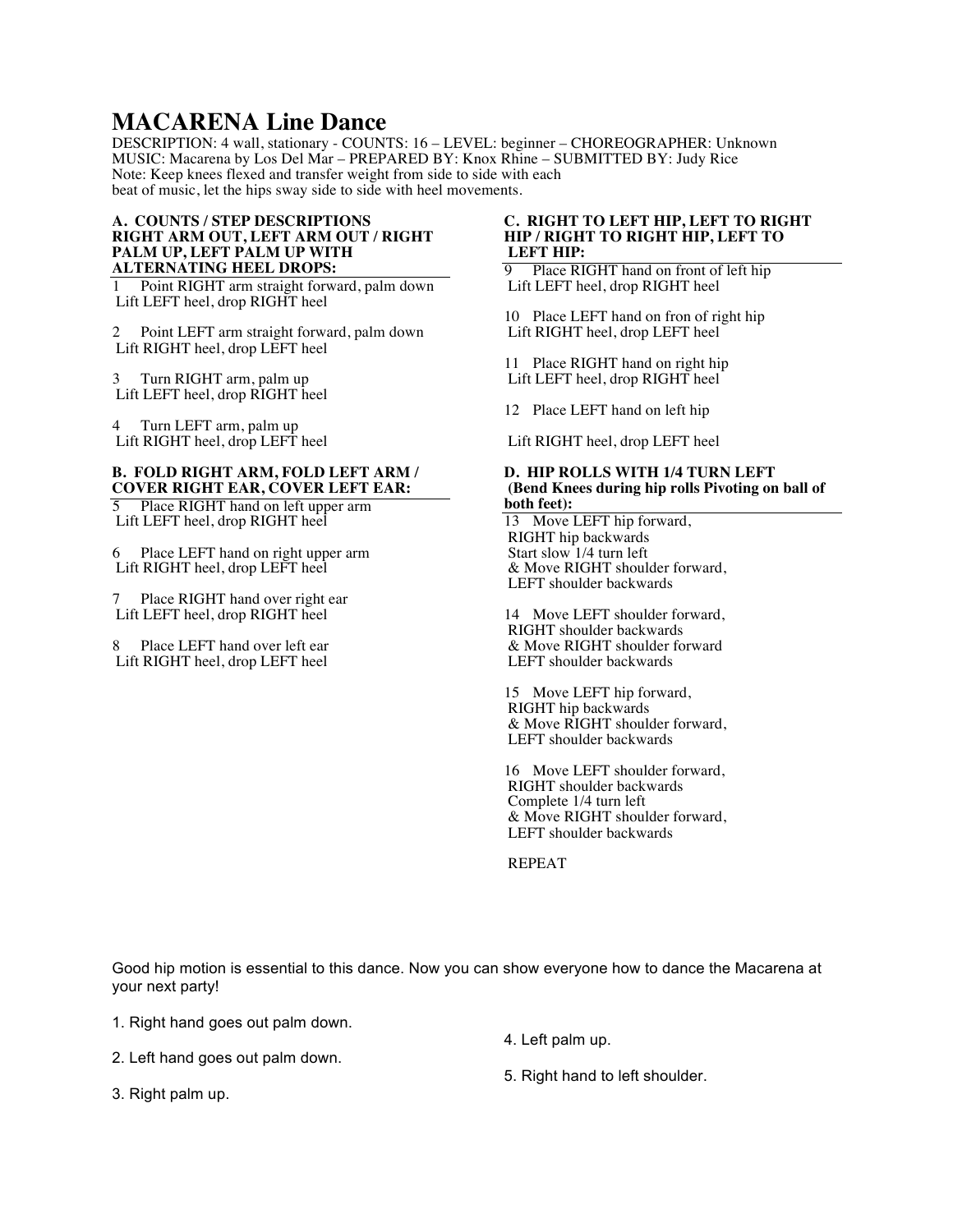# MACARENA Line Dance

DESCRIPTION: 4 wall, stationary - COUNTS: 16 – LEVEL: beginner – CHOREOGRAPHER: Unknown
MUSIC: Macarena by Los Del Mar – PREPARED BY: Knox Rhine – SUBMITTED BY: Judy Rice
Note: Keep knees flexed and transfer weight from side to side with each beat of music, let the hips sway side to side with heel movements.

**A. COUNTS / STEP DESCRIPTIONS RIGHT ARM OUT, LEFT ARM OUT / RIGHT PALM UP, LEFT PALM UP WITH ALTERNATING HEEL DROPS:**

1 Point RIGHT arm straight forward, palm down
Lift LEFT heel, drop RIGHT heel

2 Point LEFT arm straight forward, palm down
Lift RIGHT heel, drop LEFT heel

3 Turn RIGHT arm, palm up
Lift LEFT heel, drop RIGHT heel

4 Turn LEFT arm, palm up
Lift RIGHT heel, drop LEFT heel

**B. FOLD RIGHT ARM, FOLD LEFT ARM / COVER RIGHT EAR, COVER LEFT EAR:**

5 Place RIGHT hand on left upper arm
Lift LEFT heel, drop RIGHT heel

6 Place LEFT hand on right upper arm
Lift RIGHT heel, drop LEFT heel

7 Place RIGHT hand over right ear
Lift LEFT heel, drop RIGHT heel

8 Place LEFT hand over left ear
Lift RIGHT heel, drop LEFT heel

**C. RIGHT TO LEFT HIP, LEFT TO RIGHT HIP / RIGHT TO RIGHT HIP, LEFT TO LEFT HIP:**

9 Place RIGHT hand on front of left hip
Lift LEFT heel, drop RIGHT heel

10 Place LEFT hand on fron of right hip
Lift RIGHT heel, drop LEFT heel

11 Place RIGHT hand on right hip
Lift LEFT heel, drop RIGHT heel

12 Place LEFT hand on left hip

Lift RIGHT heel, drop LEFT heel

**D. HIP ROLLS WITH 1/4 TURN LEFT (Bend Knees during hip rolls Pivoting on ball of both feet):**

13 Move LEFT hip forward,
RIGHT hip backwards
Start slow 1/4 turn left
& Move RIGHT shoulder forward,
LEFT shoulder backwards

14 Move LEFT shoulder forward,
RIGHT shoulder backwards
& Move RIGHT shoulder forward
LEFT shoulder backwards

15 Move LEFT hip forward,
RIGHT hip backwards
& Move RIGHT shoulder forward,
LEFT shoulder backwards

16 Move LEFT shoulder forward,
RIGHT shoulder backwards
Complete 1/4 turn left
& Move RIGHT shoulder forward,
LEFT shoulder backwards

REPEAT

Good hip motion is essential to this dance. Now you can show everyone how to dance the Macarena at your next party!

1. Right hand goes out palm down.

2. Left hand goes out palm down.

3. Right palm up.

4. Left palm up.

5. Right hand to left shoulder.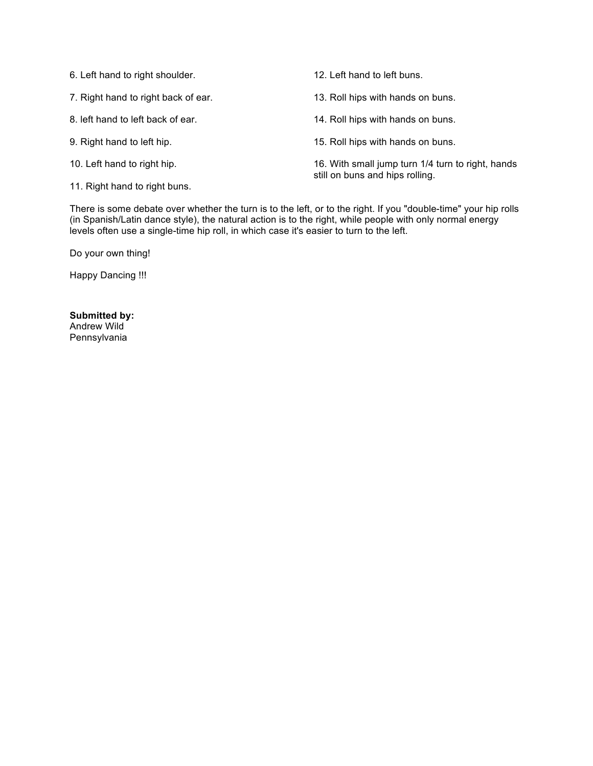6. Left hand to right shoulder.

7. Right hand to right back of ear.

8. left hand to left back of ear.

9. Right hand to left hip.

10. Left hand to right hip.

11. Right hand to right buns.

12. Left hand to left buns.

13. Roll hips with hands on buns.

14. Roll hips with hands on buns.

15. Roll hips with hands on buns.

16. With small jump turn 1/4 turn to right, hands still on buns and hips rolling.

There is some debate over whether the turn is to the left, or to the right. If you "double-time" your hip rolls (in Spanish/Latin dance style), the natural action is to the right, while people with only normal energy levels often use a single-time hip roll, in which case it's easier to turn to the left.

Do your own thing!

Happy Dancing !!!

**Submitted by:**
Andrew Wild
Pennsylvania